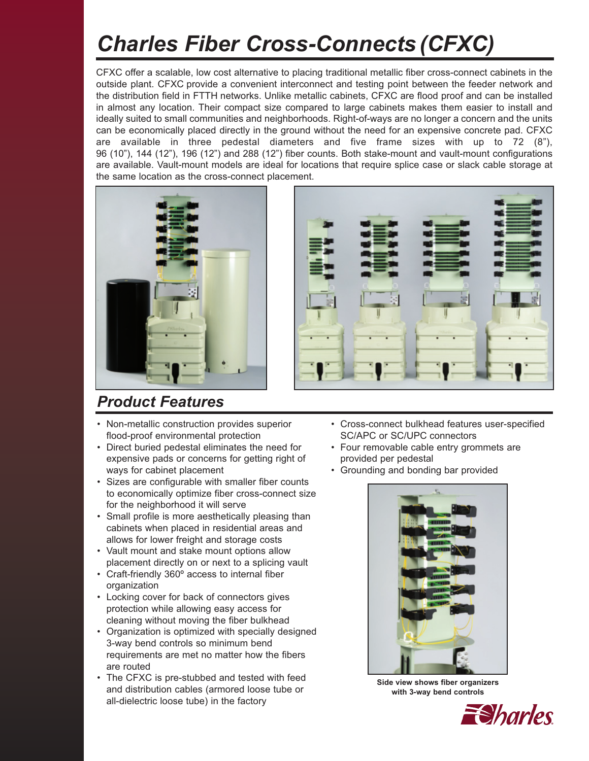# *Charles Fiber Cross-Connects (CFXC)*

CFXC offer a scalable, low cost alternative to placing traditional metallic fiber cross-connect cabinets in the outside plant. CFXC provide a convenient interconnect and testing point between the feeder network and the distribution field in FTTH networks. Unlike metallic cabinets, CFXC are flood proof and can be installed in almost any location. Their compact size compared to large cabinets makes them easier to install and ideally suited to small communities and neighborhoods. Right-of-ways are no longer a concern and the units can be economically placed directly in the ground without the need for an expensive concrete pad. CFXC are available in three pedestal diameters and five frame sizes with up to 72 (8"), 96 (10"), 144 (12"), 196 (12") and 288 (12") fiber counts. Both stake-mount and vault-mount configurations are available. Vault-mount models are ideal for locations that require splice case or slack cable storage at the same location as the cross-connect placement.

## *Product Features*

- Non-metallic construction provides superior flood-proof environmental protection
- Direct buried pedestal eliminates the need for expensive pads or concerns for getting right of ways for cabinet placement
- Sizes are configurable with smaller fiber counts to economically optimize fiber cross-connect size for the neighborhood it will serve
- Small profile is more aesthetically pleasing than cabinets when placed in residential areas and allows for lower freight and storage costs
- Vault mount and stake mount options allow placement directly on or next to a splicing vault
- Craft-friendly 360º access to internal fiber organization
- Locking cover for back of connectors gives protection while allowing easy access for cleaning without moving the fiber bulkhead
- Organization is optimized with specially designed 3-way bend controls so minimum bend requirements are met no matter how the fibers are routed
- The CFXC is pre-stubbed and tested with feed and distribution cables (armored loose tube or all-dielectric loose tube) in the factory
- Cross-connect bulkhead features user-specified SC/APC or SC/UPC connectors
- Four removable cable entry grommets are provided per pedestal
- Grounding and bonding bar provided

**Side view shows fiber organizers with 3-way bend controls**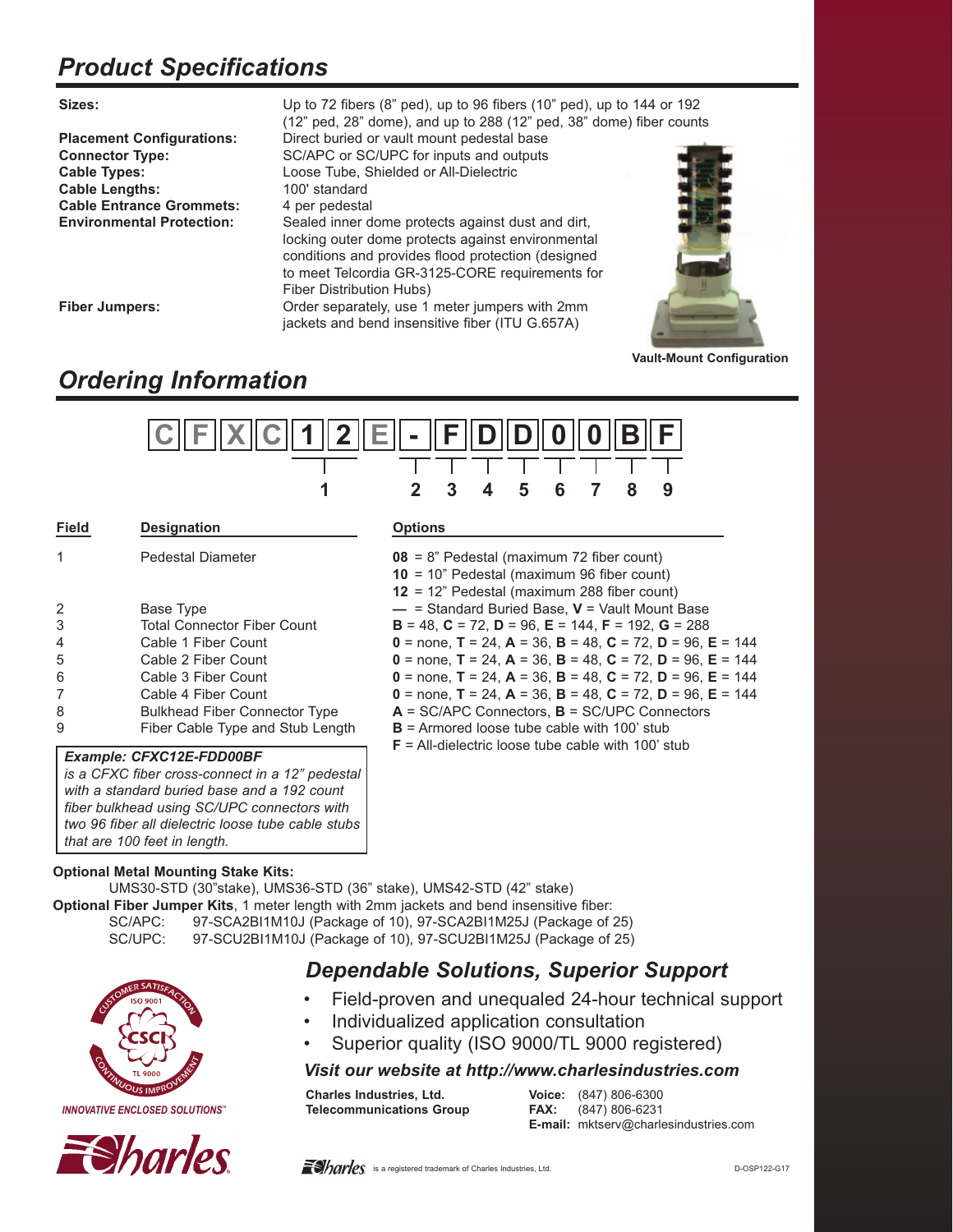## Product Specifications

| | |
|---|---|
| **Sizes:** | Up to 72 fibers (8" ped), up to 96 fibers (10" ped), up to 144 or 192 (12" ped, 28" dome), and up to 288 (12" ped, 38" dome) fiber counts |
| **Placement Configurations:** | Direct buried or vault mount pedestal base |
| **Connector Type:** | SC/APC or SC/UPC for inputs and outputs |
| **Cable Types:** | Loose Tube, Shielded or All-Dielectric |
| **Cable Lengths:** | 100' standard |
| **Cable Entrance Grommets:** | 4 per pedestal |
| **Environmental Protection:** | Sealed inner dome protects against dust and dirt, locking outer dome protects against environmental conditions and provides flood protection (designed to meet Telcordia GR-3125-CORE requirements for Fiber Distribution Hubs) |
| **Fiber Jumpers:** | Order separately, use 1 meter jumpers with 2mm jackets and bend insensitive fiber (ITU G.657A) |

**Vault-Mount Configuration**

## Ordering Information

C F X C 1 2 E - F D D 0 0 B F

Field positions: 1 (12), 2 (E), 3 (F), 4 (D), 5 (D), 6 (0), 7 (0), 8 (B), 9 (F)

| Field | Designation | Options |
|---|---|---|
| 1 | Pedestal Diameter | **08** = 8" Pedestal (maximum 72 fiber count)<br>**10** = 10" Pedestal (maximum 96 fiber count)<br>**12** = 12" Pedestal (maximum 288 fiber count) |
| 2 | Base Type | **—** = Standard Buried Base, **V** = Vault Mount Base |
| 3 | Total Connector Fiber Count | **B** = 48, **C** = 72, **D** = 96, **E** = 144, **F** = 192, **G** = 288 |
| 4 | Cable 1 Fiber Count | **0** = none, **T** = 24, **A** = 36, **B** = 48, **C** = 72, **D** = 96, **E** = 144 |
| 5 | Cable 2 Fiber Count | **0** = none, **T** = 24, **A** = 36, **B** = 48, **C** = 72, **D** = 96, **E** = 144 |
| 6 | Cable 3 Fiber Count | **0** = none, **T** = 24, **A** = 36, **B** = 48, **C** = 72, **D** = 96, **E** = 144 |
| 7 | Cable 4 Fiber Count | **0** = none, **T** = 24, **A** = 36, **B** = 48, **C** = 72, **D** = 96, **E** = 144 |
| 8 | Bulkhead Fiber Connector Type | **A** = SC/APC Connectors, **B** = SC/UPC Connectors |
| 9 | Fiber Cable Type and Stub Length | **B** = Armored loose tube cable with 100' stub<br>**F** = All-dielectric loose tube cable with 100' stub |

***Example: CFXC12E-FDD00BF***
*is a CFXC fiber cross-connect in a 12" pedestal with a standard buried base and a 192 count fiber bulkhead using SC/UPC connectors with two 96 fiber all dielectric loose tube cable stubs that are 100 feet in length.*

**Optional Metal Mounting Stake Kits:**
UMS30-STD (30"stake), UMS36-STD (36" stake), UMS42-STD (42" stake)

**Optional Fiber Jumper Kits**, 1 meter length with 2mm jackets and bend insensitive fiber:
SC/APC: 97-SCA2BI1M10J (Package of 10), 97-SCA2BI1M25J (Package of 25)
SC/UPC: 97-SCU2BI1M10J (Package of 10), 97-SCU2BI1M25J (Package of 25)

## Dependable Solutions, Superior Support

- Field-proven and unequaled 24-hour technical support
- Individualized application consultation
- Superior quality (ISO 9000/TL 9000 registered)

### *Visit our website at http://www.charlesindustries.com*

**Charles Industries, Ltd.**
**Telecommunications Group**

**Voice:** (847) 806-6300
**FAX:** (847) 806-6231
**E-mail:** mktserv@charlesindustries.com

CUSTOMER SATISFACTION ISO 9001 CSCI TL 9000 CONTINUOUS IMPROVEMENT

*INNOVATIVE ENCLOSED SOLUTIONS™*

Charles

Charles is a registered trademark of Charles Industries, Ltd.

D-OSP122-G17